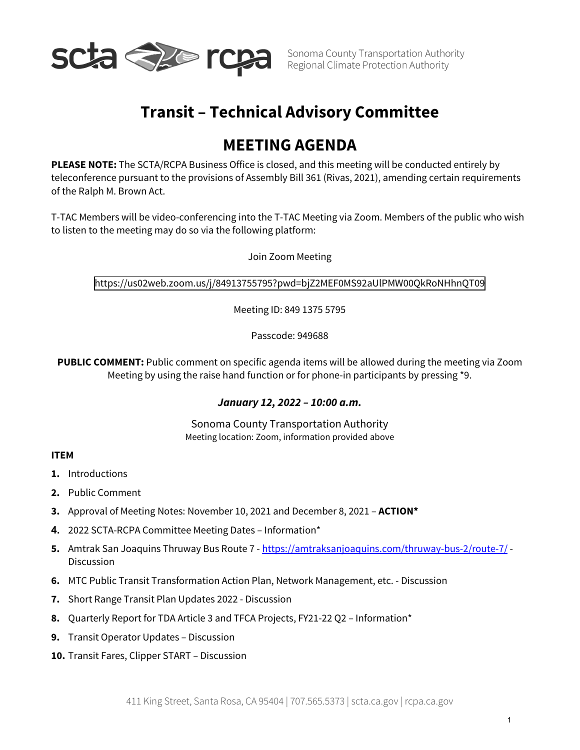scta rcpa Sonoma County Transportation Authority
Regional Climate Protection Authority

# Transit – Technical Advisory Committee

# MEETING AGENDA

**PLEASE NOTE:** The SCTA/RCPA Business Office is closed, and this meeting will be conducted entirely by teleconference pursuant to the provisions of Assembly Bill 361 (Rivas, 2021), amending certain requirements of the Ralph M. Brown Act.

T-TAC Members will be video-conferencing into the T-TAC Meeting via Zoom. Members of the public who wish to listen to the meeting may do so via the following platform:

Join Zoom Meeting

https://us02web.zoom.us/j/84913755795?pwd=bjZ2MEF0MS92aUlPMW00QkRoNHhnQT09

Meeting ID: 849 1375 5795

Passcode: 949688

**PUBLIC COMMENT:** Public comment on specific agenda items will be allowed during the meeting via Zoom Meeting by using the raise hand function or for phone-in participants by pressing *9.

***January 12, 2022 – 10:00 a.m.***

Sonoma County Transportation Authority
Meeting location: Zoom, information provided above

**ITEM**

1. Introductions
2. Public Comment
3. Approval of Meeting Notes: November 10, 2021 and December 8, 2021 – **ACTION***
4. 2022 SCTA-RCPA Committee Meeting Dates – Information*
5. Amtrak San Joaquins Thruway Bus Route 7 - https://amtraksanjoaquins.com/thruway-bus-2/route-7/ - Discussion
6. MTC Public Transit Transformation Action Plan, Network Management, etc. - Discussion
7. Short Range Transit Plan Updates 2022 - Discussion
8. Quarterly Report for TDA Article 3 and TFCA Projects, FY21-22 Q2 – Information*
9. Transit Operator Updates – Discussion
10. Transit Fares, Clipper START – Discussion

411 King Street, Santa Rosa, CA 95404 | 707.565.5373 | scta.ca.gov | rcpa.ca.gov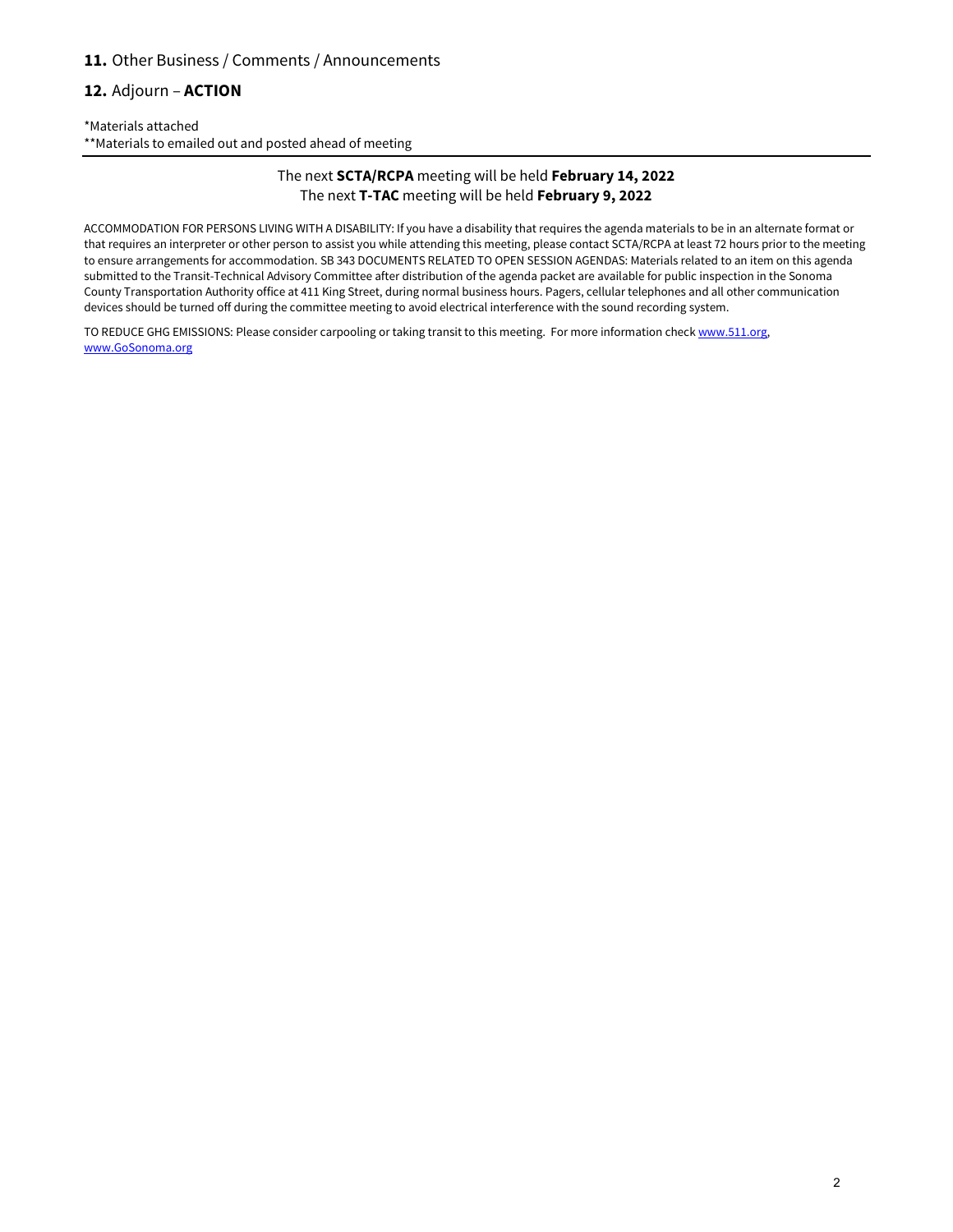**11.** Other Business / Comments / Announcements

**12.** Adjourn – **ACTION**

*Materials attached
**Materials to emailed out and posted ahead of meeting

---

The next **SCTA/RCPA** meeting will be held **February 14, 2022**
The next **T-TAC** meeting will be held **February 9, 2022**

ACCOMMODATION FOR PERSONS LIVING WITH A DISABILITY: If you have a disability that requires the agenda materials to be in an alternate format or that requires an interpreter or other person to assist you while attending this meeting, please contact SCTA/RCPA at least 72 hours prior to the meeting to ensure arrangements for accommodation. SB 343 DOCUMENTS RELATED TO OPEN SESSION AGENDAS: Materials related to an item on this agenda submitted to the Transit-Technical Advisory Committee after distribution of the agenda packet are available for public inspection in the Sonoma County Transportation Authority office at 411 King Street, during normal business hours. Pagers, cellular telephones and all other communication devices should be turned off during the committee meeting to avoid electrical interference with the sound recording system.

TO REDUCE GHG EMISSIONS: Please consider carpooling or taking transit to this meeting. For more information check www.511.org, www.GoSonoma.org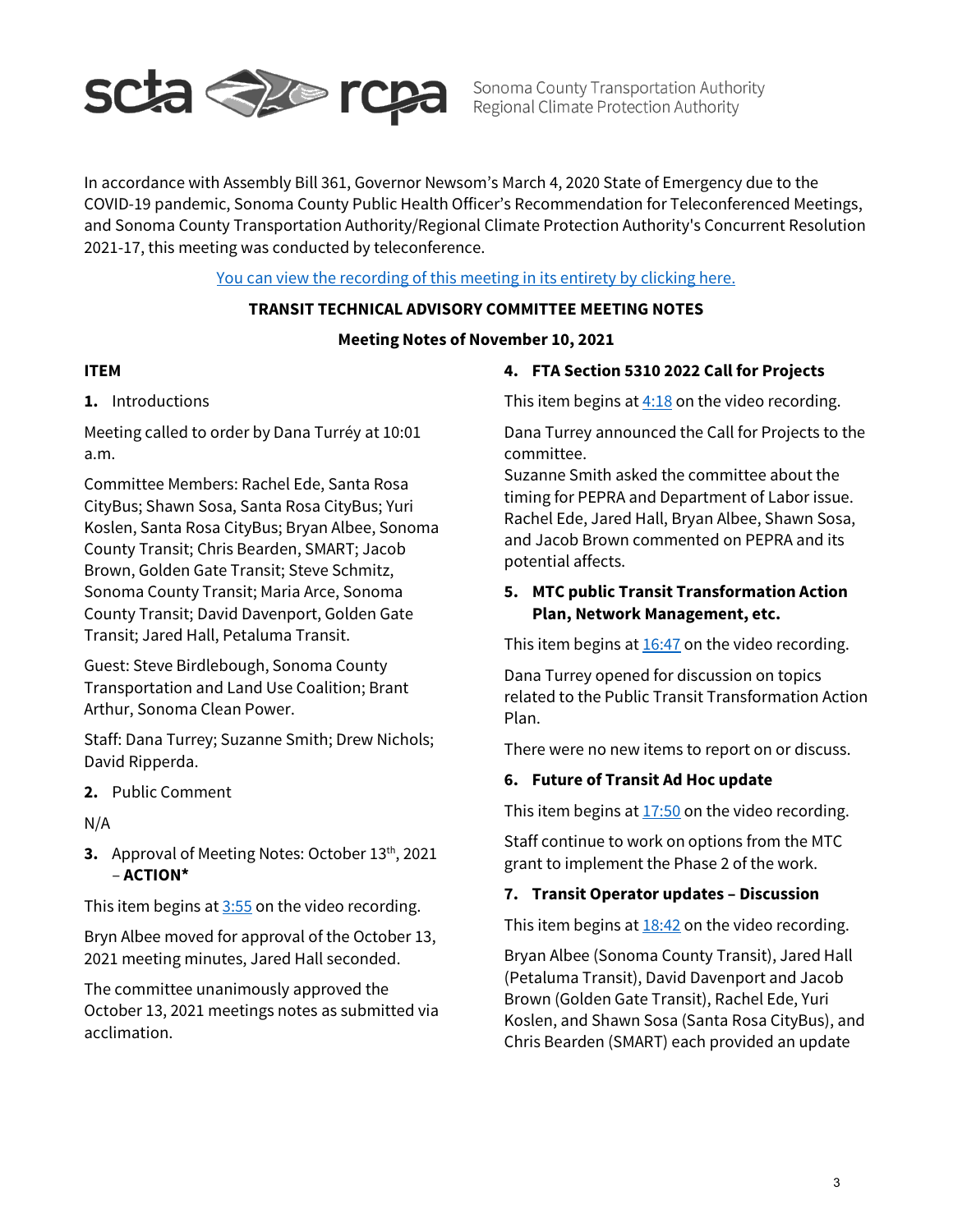Sonoma County Transportation Authority
Regional Climate Protection Authority

In accordance with Assembly Bill 361, Governor Newsom's March 4, 2020 State of Emergency due to the COVID-19 pandemic, Sonoma County Public Health Officer's Recommendation for Teleconferenced Meetings, and Sonoma County Transportation Authority/Regional Climate Protection Authority's Concurrent Resolution 2021-17, this meeting was conducted by teleconference.

You can view the recording of this meeting in its entirety by clicking here.

**TRANSIT TECHNICAL ADVISORY COMMITTEE MEETING NOTES**

**Meeting Notes of November 10, 2021**

**ITEM**

1. Introductions

Meeting called to order by Dana Turréy at 10:01 a.m.

Committee Members: Rachel Ede, Santa Rosa CityBus; Shawn Sosa, Santa Rosa CityBus; Yuri Koslen, Santa Rosa CityBus; Bryan Albee, Sonoma County Transit; Chris Bearden, SMART; Jacob Brown, Golden Gate Transit; Steve Schmitz, Sonoma County Transit; Maria Arce, Sonoma County Transit; David Davenport, Golden Gate Transit; Jared Hall, Petaluma Transit.

Guest: Steve Birdlebough, Sonoma County Transportation and Land Use Coalition; Brant Arthur, Sonoma Clean Power.

Staff: Dana Turrey; Suzanne Smith; Drew Nichols; David Ripperda.

2. Public Comment

N/A

3. Approval of Meeting Notes: October 13th, 2021 – **ACTION***

This item begins at 3:55 on the video recording.

Bryn Albee moved for approval of the October 13, 2021 meeting minutes, Jared Hall seconded.

The committee unanimously approved the October 13, 2021 meetings notes as submitted via acclimation.

**4. FTA Section 5310 2022 Call for Projects**

This item begins at 4:18 on the video recording.

Dana Turrey announced the Call for Projects to the committee.
Suzanne Smith asked the committee about the timing for PEPRA and Department of Labor issue. Rachel Ede, Jared Hall, Bryan Albee, Shawn Sosa, and Jacob Brown commented on PEPRA and its potential affects.

**5. MTC public Transit Transformation Action Plan, Network Management, etc.**

This item begins at 16:47 on the video recording.

Dana Turrey opened for discussion on topics related to the Public Transit Transformation Action Plan.

There were no new items to report on or discuss.

**6. Future of Transit Ad Hoc update**

This item begins at 17:50 on the video recording.

Staff continue to work on options from the MTC grant to implement the Phase 2 of the work.

**7. Transit Operator updates – Discussion**

This item begins at 18:42 on the video recording.

Bryan Albee (Sonoma County Transit), Jared Hall (Petaluma Transit), David Davenport and Jacob Brown (Golden Gate Transit), Rachel Ede, Yuri Koslen, and Shawn Sosa (Santa Rosa CityBus), and Chris Bearden (SMART) each provided an update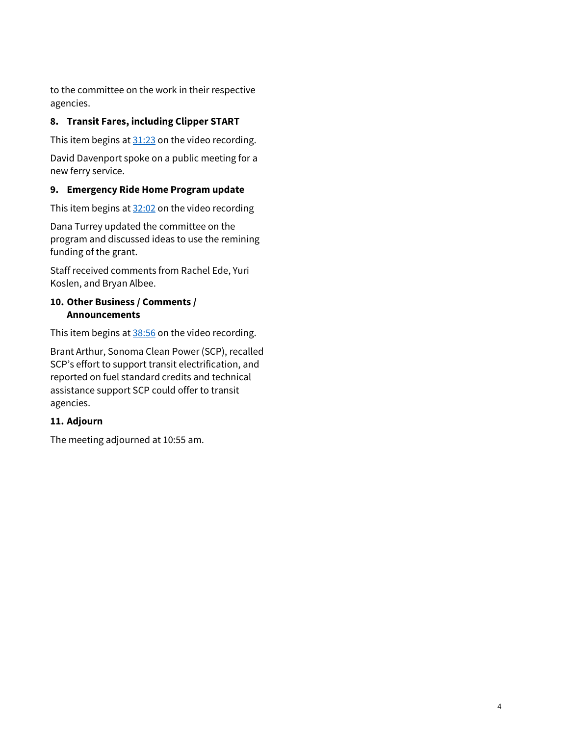to the committee on the work in their respective agencies.

### 8. Transit Fares, including Clipper START

This item begins at 31:23 on the video recording.

David Davenport spoke on a public meeting for a new ferry service.

### 9. Emergency Ride Home Program update

This item begins at 32:02 on the video recording

Dana Turrey updated the committee on the program and discussed ideas to use the remining funding of the grant.

Staff received comments from Rachel Ede, Yuri Koslen, and Bryan Albee.

### 10. Other Business / Comments / Announcements

This item begins at 38:56 on the video recording.

Brant Arthur, Sonoma Clean Power (SCP), recalled SCP's effort to support transit electrification, and reported on fuel standard credits and technical assistance support SCP could offer to transit agencies.

### 11. Adjourn

The meeting adjourned at 10:55 am.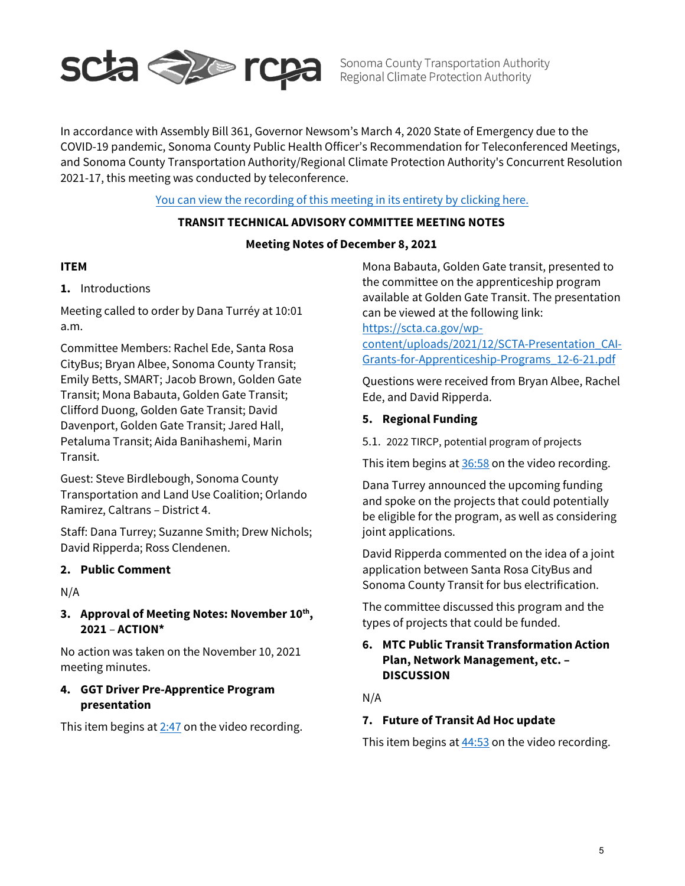Sonoma County Transportation Authority
Regional Climate Protection Authority

In accordance with Assembly Bill 361, Governor Newsom's March 4, 2020 State of Emergency due to the COVID-19 pandemic, Sonoma County Public Health Officer's Recommendation for Teleconferenced Meetings, and Sonoma County Transportation Authority/Regional Climate Protection Authority's Concurrent Resolution 2021-17, this meeting was conducted by teleconference.

You can view the recording of this meeting in its entirety by clicking here.

**TRANSIT TECHNICAL ADVISORY COMMITTEE MEETING NOTES**

**Meeting Notes of December 8, 2021**

**ITEM**

1. Introductions

Meeting called to order by Dana Turréy at 10:01 a.m.

Committee Members: Rachel Ede, Santa Rosa CityBus; Bryan Albee, Sonoma County Transit; Emily Betts, SMART; Jacob Brown, Golden Gate Transit; Mona Babauta, Golden Gate Transit; Clifford Duong, Golden Gate Transit; David Davenport, Golden Gate Transit; Jared Hall, Petaluma Transit; Aida Banihashemi, Marin Transit.

Guest: Steve Birdlebough, Sonoma County Transportation and Land Use Coalition; Orlando Ramirez, Caltrans – District 4.

Staff: Dana Turrey; Suzanne Smith; Drew Nichols; David Ripperda; Ross Clendenen.

2. **Public Comment**

N/A

3. **Approval of Meeting Notes: November 10th, 2021 – ACTION***

No action was taken on the November 10, 2021 meeting minutes.

4. **GGT Driver Pre-Apprentice Program presentation**

This item begins at 2:47 on the video recording.

Mona Babauta, Golden Gate transit, presented to the committee on the apprenticeship program available at Golden Gate Transit. The presentation can be viewed at the following link: https://scta.ca.gov/wp-content/uploads/2021/12/SCTA-Presentation_CAI-Grants-for-Apprenticeship-Programs_12-6-21.pdf

Questions were received from Bryan Albee, Rachel Ede, and David Ripperda.

5. **Regional Funding**

5.1. 2022 TIRCP, potential program of projects

This item begins at 36:58 on the video recording.

Dana Turrey announced the upcoming funding and spoke on the projects that could potentially be eligible for the program, as well as considering joint applications.

David Ripperda commented on the idea of a joint application between Santa Rosa CityBus and Sonoma County Transit for bus electrification.

The committee discussed this program and the types of projects that could be funded.

6. **MTC Public Transit Transformation Action Plan, Network Management, etc. – DISCUSSION**

N/A

7. **Future of Transit Ad Hoc update**

This item begins at 44:53 on the video recording.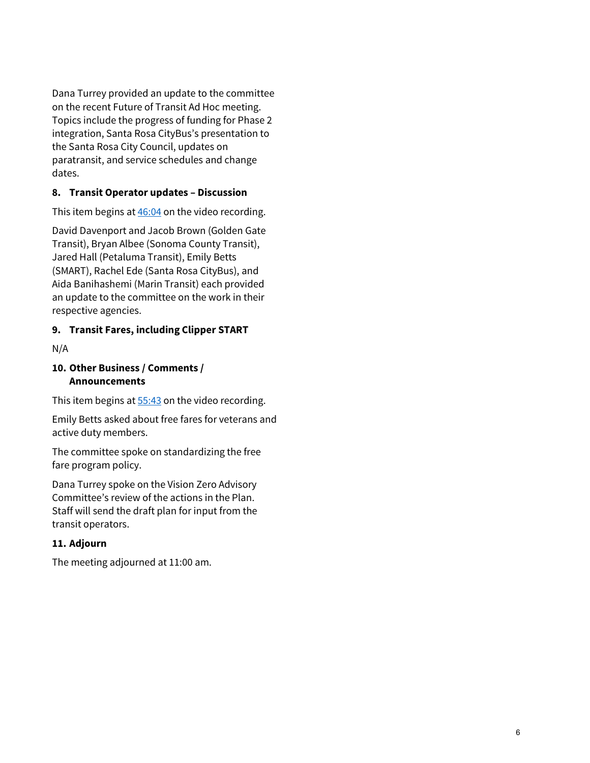Dana Turrey provided an update to the committee on the recent Future of Transit Ad Hoc meeting. Topics include the progress of funding for Phase 2 integration, Santa Rosa CityBus's presentation to the Santa Rosa City Council, updates on paratransit, and service schedules and change dates.

### 8. Transit Operator updates – Discussion

This item begins at 46:04 on the video recording.

David Davenport and Jacob Brown (Golden Gate Transit), Bryan Albee (Sonoma County Transit), Jared Hall (Petaluma Transit), Emily Betts (SMART), Rachel Ede (Santa Rosa CityBus), and Aida Banihashemi (Marin Transit) each provided an update to the committee on the work in their respective agencies.

### 9. Transit Fares, including Clipper START

N/A

### 10. Other Business / Comments / Announcements

This item begins at 55:43 on the video recording.

Emily Betts asked about free fares for veterans and active duty members.

The committee spoke on standardizing the free fare program policy.

Dana Turrey spoke on the Vision Zero Advisory Committee's review of the actions in the Plan. Staff will send the draft plan for input from the transit operators.

### 11. Adjourn

The meeting adjourned at 11:00 am.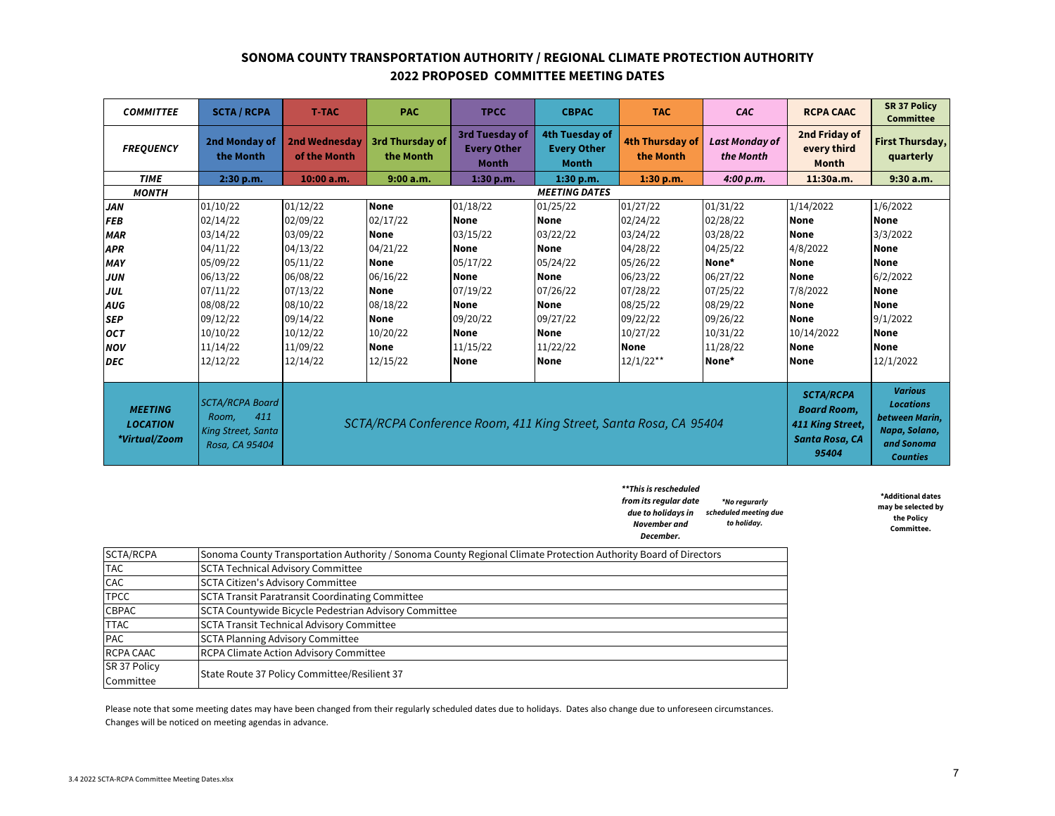# SONOMA COUNTY TRANSPORTATION AUTHORITY / REGIONAL CLIMATE PROTECTION AUTHORITY
## 2022 PROPOSED COMMITTEE MEETING DATES

| *COMMITTEE* | SCTA / RCPA | T-TAC | PAC | TPCC | CBPAC | TAC | *CAC* | RCPA CAAC | SR 37 Policy Committee |
|---|---|---|---|---|---|---|---|---|---|
| *FREQUENCY* | 2nd Monday of the Month | 2nd Wednesday of the Month | 3rd Thursday of the Month | 3rd Tuesday of Every Other Month | 4th Tuesday of Every Other Month | 4th Thursday of the Month | *Last Monday of the Month* | 2nd Friday of every third Month | First Thursday, quarterly |
| *TIME* | 2:30 p.m. | 10:00 a.m. | 9:00 a.m. | 1:30 p.m. | 1:30 p.m. | 1:30 p.m. | *4:00 p.m.* | 11:30a.m. | 9:30 a.m. |
| *MONTH* | *MEETING DATES* | | | | | | | | |
| *JAN* | 01/10/22 | 01/12/22 | **None** | 01/18/22 | 01/25/22 | 01/27/22 | 01/31/22 | 1/14/2022 | 1/6/2022 |
| *FEB* | 02/14/22 | 02/09/22 | 02/17/22 | **None** | **None** | 02/24/22 | 02/28/22 | **None** | **None** |
| *MAR* | 03/14/22 | 03/09/22 | **None** | 03/15/22 | 03/22/22 | 03/24/22 | 03/28/22 | **None** | 3/3/2022 |
| *APR* | 04/11/22 | 04/13/22 | 04/21/22 | **None** | **None** | 04/28/22 | 04/25/22 | 4/8/2022 | **None** |
| *MAY* | 05/09/22 | 05/11/22 | **None** | 05/17/22 | 05/24/22 | 05/26/22 | **None*** | **None** | **None** |
| *JUN* | 06/13/22 | 06/08/22 | 06/16/22 | **None** | **None** | 06/23/22 | 06/27/22 | **None** | 6/2/2022 |
| *JUL* | 07/11/22 | 07/13/22 | **None** | 07/19/22 | 07/26/22 | 07/28/22 | 07/25/22 | 7/8/2022 | **None** |
| *AUG* | 08/08/22 | 08/10/22 | 08/18/22 | **None** | **None** | 08/25/22 | 08/29/22 | **None** | **None** |
| *SEP* | 09/12/22 | 09/14/22 | **None** | 09/20/22 | 09/27/22 | 09/22/22 | 09/26/22 | **None** | 9/1/2022 |
| *OCT* | 10/10/22 | 10/12/22 | 10/20/22 | **None** | **None** | 10/27/22 | 10/31/22 | 10/14/2022 | **None** |
| *NOV* | 11/14/22 | 11/09/22 | **None** | 11/15/22 | 11/22/22 | **None** | 11/28/22 | **None** | **None** |
| *DEC* | 12/12/22 | 12/14/22 | 12/15/22 | **None** | **None** | 12/1/22** | **None*** | **None** | 12/1/2022 |
| *MEETING LOCATION \*Virtual/Zoom* | *SCTA/RCPA Board Room, 411 King Street, Santa Rosa, CA 95404* | *SCTA/RCPA Conference Room, 411 King Street, Santa Rosa, CA 95404* | | | | | | *SCTA/RCPA Board Room, 411 King Street, Santa Rosa, CA 95404* | *Various Locations between Marin, Napa, Solano, and Sonoma Counties* |

*\*\*This is rescheduled from its regular date due to holidays in November and December.*

*\*No regurarly scheduled meeting due to holiday.*

**\*Additional dates may be selected by the Policy Committee.**

| | |
|---|---|
| SCTA/RCPA | Sonoma County Transportation Authority / Sonoma County Regional Climate Protection Authority Board of Directors |
| TAC | SCTA Technical Advisory Committee |
| CAC | SCTA Citizen's Advisory Committee |
| TPCC | SCTA Transit Paratransit Coordinating Committee |
| CBPAC | SCTA Countywide Bicycle Pedestrian Advisory Committee |
| TTAC | SCTA Transit Technical Advisory Committee |
| PAC | SCTA Planning Advisory Committee |
| RCPA CAAC | RCPA Climate Action Advisory Committee |
| SR 37 Policy Committee | State Route 37 Policy Committee/Resilient 37 |

Please note that some meeting dates may have been changed from their regularly scheduled dates due to holidays. Dates also change due to unforeseen circumstances. Changes will be noticed on meeting agendas in advance.

3.4 2022 SCTA-RCPA Committee Meeting Dates.xlsx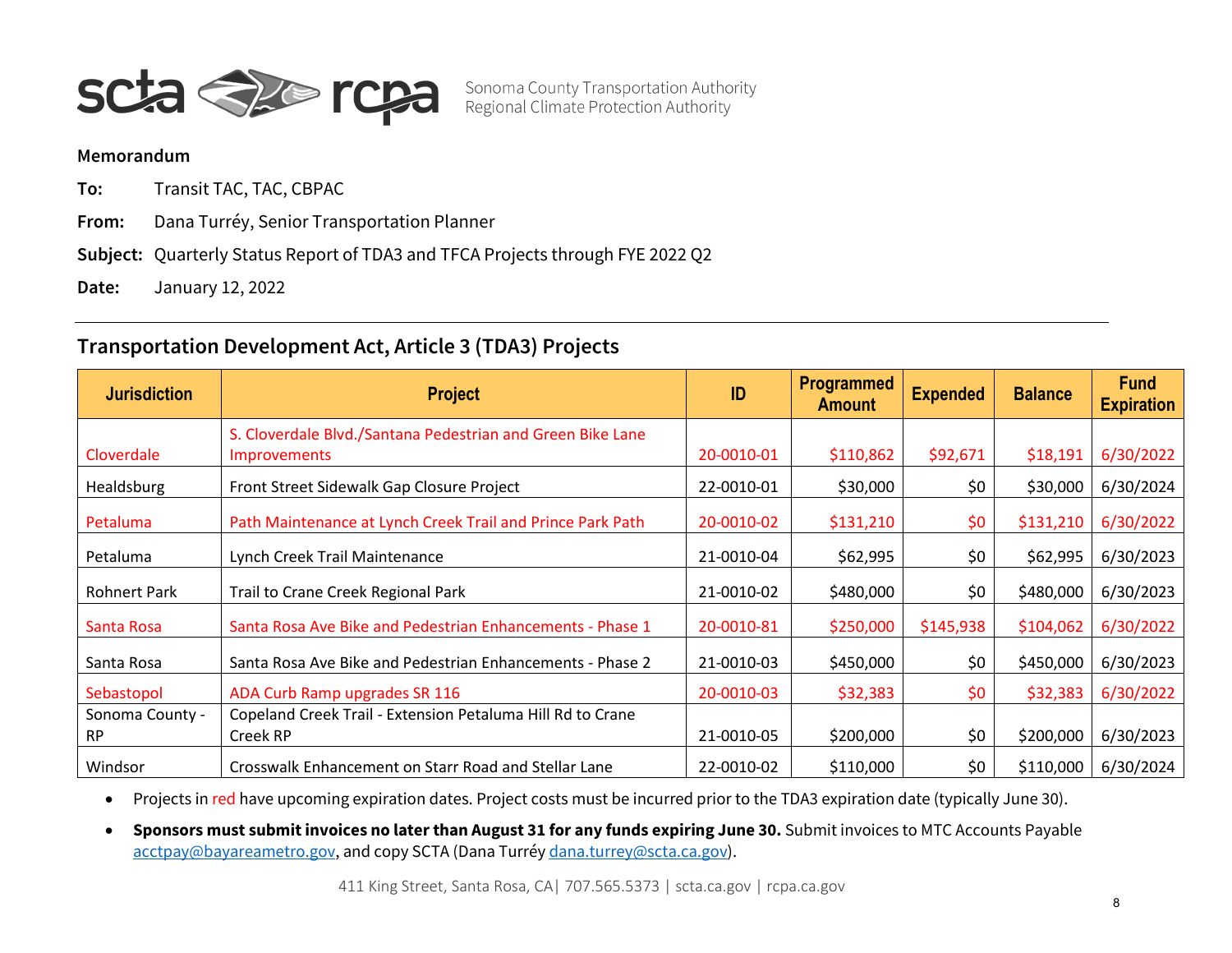**Memorandum**

**To:** Transit TAC, TAC, CBPAC

**From:** Dana Turréy, Senior Transportation Planner

**Subject:** Quarterly Status Report of TDA3 and TFCA Projects through FYE 2022 Q2

**Date:** January 12, 2022

## Transportation Development Act, Article 3 (TDA3) Projects

| Jurisdiction | Project | ID | Programmed Amount | Expended | Balance | Fund Expiration |
|---|---|---|---|---|---|---|
| Cloverdale | S. Cloverdale Blvd./Santana Pedestrian and Green Bike Lane Improvements | 20-0010-01 | $110,862 | $92,671 | $18,191 | 6/30/2022 |
| Healdsburg | Front Street Sidewalk Gap Closure Project | 22-0010-01 | $30,000 | $0 | $30,000 | 6/30/2024 |
| Petaluma | Path Maintenance at Lynch Creek Trail and Prince Park Path | 20-0010-02 | $131,210 | $0 | $131,210 | 6/30/2022 |
| Petaluma | Lynch Creek Trail Maintenance | 21-0010-04 | $62,995 | $0 | $62,995 | 6/30/2023 |
| Rohnert Park | Trail to Crane Creek Regional Park | 21-0010-02 | $480,000 | $0 | $480,000 | 6/30/2023 |
| Santa Rosa | Santa Rosa Ave Bike and Pedestrian Enhancements - Phase 1 | 20-0010-81 | $250,000 | $145,938 | $104,062 | 6/30/2022 |
| Santa Rosa | Santa Rosa Ave Bike and Pedestrian Enhancements - Phase 2 | 21-0010-03 | $450,000 | $0 | $450,000 | 6/30/2023 |
| Sebastopol | ADA Curb Ramp upgrades SR 116 | 20-0010-03 | $32,383 | $0 | $32,383 | 6/30/2022 |
| Sonoma County - RP | Copeland Creek Trail - Extension Petaluma Hill Rd to Crane Creek RP | 21-0010-05 | $200,000 | $0 | $200,000 | 6/30/2023 |
| Windsor | Crosswalk Enhancement on Starr Road and Stellar Lane | 22-0010-02 | $110,000 | $0 | $110,000 | 6/30/2024 |

- Projects in red have upcoming expiration dates. Project costs must be incurred prior to the TDA3 expiration date (typically June 30).
- **Sponsors must submit invoices no later than August 31 for any funds expiring June 30.** Submit invoices to MTC Accounts Payable acctpay@bayareametro.gov, and copy SCTA (Dana Turréy dana.turrey@scta.ca.gov).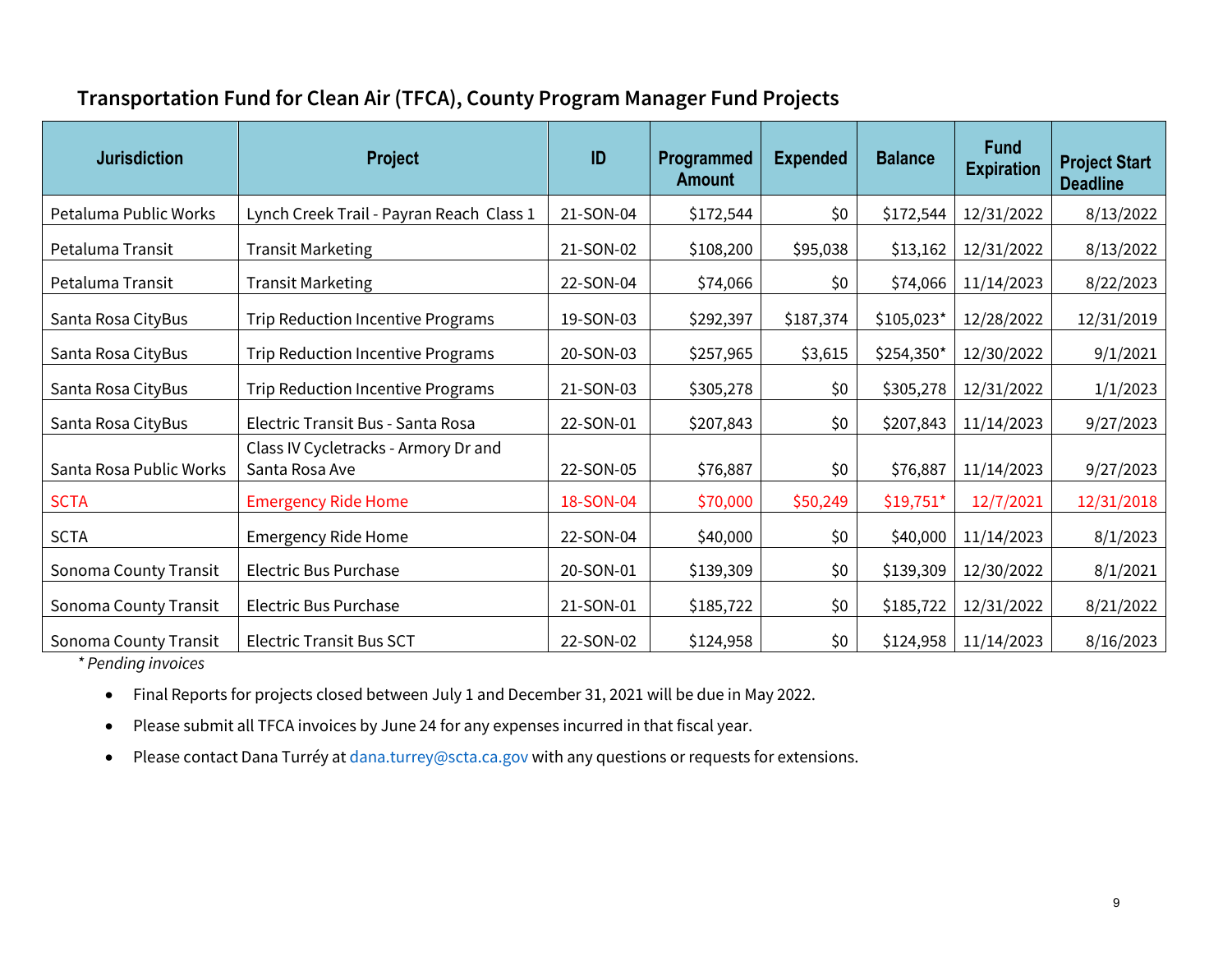## Transportation Fund for Clean Air (TFCA), County Program Manager Fund Projects

| Jurisdiction | Project | ID | Programmed Amount | Expended | Balance | Fund Expiration | Project Start Deadline |
|---|---|---|---|---|---|---|---|
| Petaluma Public Works | Lynch Creek Trail - Payran Reach Class 1 | 21-SON-04 | $172,544 | $0 | $172,544 | 12/31/2022 | 8/13/2022 |
| Petaluma Transit | Transit Marketing | 21-SON-02 | $108,200 | $95,038 | $13,162 | 12/31/2022 | 8/13/2022 |
| Petaluma Transit | Transit Marketing | 22-SON-04 | $74,066 | $0 | $74,066 | 11/14/2023 | 8/22/2023 |
| Santa Rosa CityBus | Trip Reduction Incentive Programs | 19-SON-03 | $292,397 | $187,374 | $105,023* | 12/28/2022 | 12/31/2019 |
| Santa Rosa CityBus | Trip Reduction Incentive Programs | 20-SON-03 | $257,965 | $3,615 | $254,350* | 12/30/2022 | 9/1/2021 |
| Santa Rosa CityBus | Trip Reduction Incentive Programs | 21-SON-03 | $305,278 | $0 | $305,278 | 12/31/2022 | 1/1/2023 |
| Santa Rosa CityBus | Electric Transit Bus - Santa Rosa | 22-SON-01 | $207,843 | $0 | $207,843 | 11/14/2023 | 9/27/2023 |
| Santa Rosa Public Works | Class IV Cycletracks - Armory Dr and Santa Rosa Ave | 22-SON-05 | $76,887 | $0 | $76,887 | 11/14/2023 | 9/27/2023 |
| SCTA | Emergency Ride Home | 18-SON-04 | $70,000 | $50,249 | $19,751* | 12/7/2021 | 12/31/2018 |
| SCTA | Emergency Ride Home | 22-SON-04 | $40,000 | $0 | $40,000 | 11/14/2023 | 8/1/2023 |
| Sonoma County Transit | Electric Bus Purchase | 20-SON-01 | $139,309 | $0 | $139,309 | 12/30/2022 | 8/1/2021 |
| Sonoma County Transit | Electric Bus Purchase | 21-SON-01 | $185,722 | $0 | $185,722 | 12/31/2022 | 8/21/2022 |
| Sonoma County Transit | Electric Transit Bus SCT | 22-SON-02 | $124,958 | $0 | $124,958 | 11/14/2023 | 8/16/2023 |

*\* Pending invoices*

- Final Reports for projects closed between July 1 and December 31, 2021 will be due in May 2022.
- Please submit all TFCA invoices by June 24 for any expenses incurred in that fiscal year.
- Please contact Dana Turréy at dana.turrey@scta.ca.gov with any questions or requests for extensions.